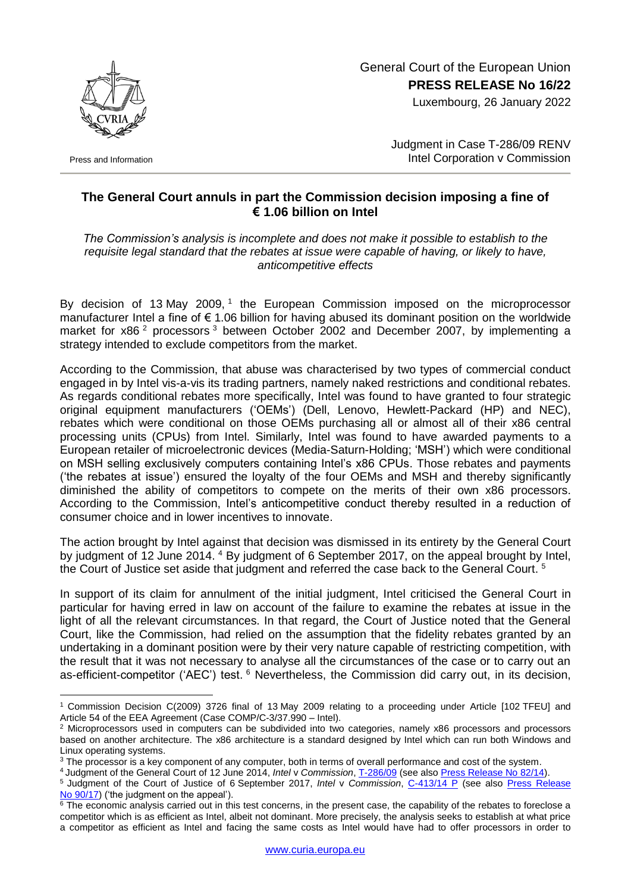General Court of the European Union
**PRESS RELEASE No 16/22**
Luxembourg, 26 January 2022

Press and Information

Judgment in Case T-286/09 RENV
Intel Corporation v Commission

## The General Court annuls in part the Commission decision imposing a fine of € 1.06 billion on Intel

*The Commission's analysis is incomplete and does not make it possible to establish to the requisite legal standard that the rebates at issue were capable of having, or likely to have, anticompetitive effects*

By decision of 13 May 2009, [1] the European Commission imposed on the microprocessor manufacturer Intel a fine of € 1.06 billion for having abused its dominant position on the worldwide market for x86 [2] processors [3] between October 2002 and December 2007, by implementing a strategy intended to exclude competitors from the market.

According to the Commission, that abuse was characterised by two types of commercial conduct engaged in by Intel vis-a-vis its trading partners, namely naked restrictions and conditional rebates. As regards conditional rebates more specifically, Intel was found to have granted to four strategic original equipment manufacturers ('OEMs') (Dell, Lenovo, Hewlett-Packard (HP) and NEC), rebates which were conditional on those OEMs purchasing all or almost all of their x86 central processing units (CPUs) from Intel. Similarly, Intel was found to have awarded payments to a European retailer of microelectronic devices (Media-Saturn-Holding; 'MSH') which were conditional on MSH selling exclusively computers containing Intel's x86 CPUs. Those rebates and payments ('the rebates at issue') ensured the loyalty of the four OEMs and MSH and thereby significantly diminished the ability of competitors to compete on the merits of their own x86 processors. According to the Commission, Intel's anticompetitive conduct thereby resulted in a reduction of consumer choice and in lower incentives to innovate.

The action brought by Intel against that decision was dismissed in its entirety by the General Court by judgment of 12 June 2014. [4] By judgment of 6 September 2017, on the appeal brought by Intel, the Court of Justice set aside that judgment and referred the case back to the General Court. [5]

In support of its claim for annulment of the initial judgment, Intel criticised the General Court in particular for having erred in law on account of the failure to examine the rebates at issue in the light of all the relevant circumstances. In that regard, the Court of Justice noted that the General Court, like the Commission, had relied on the assumption that the fidelity rebates granted by an undertaking in a dominant position were by their very nature capable of restricting competition, with the result that it was not necessary to analyse all the circumstances of the case or to carry out an as-efficient-competitor ('AEC') test. [6] Nevertheless, the Commission did carry out, in its decision,

---

[1] Commission Decision C(2009) 3726 final of 13 May 2009 relating to a proceeding under Article [102 TFEU] and Article 54 of the EEA Agreement (Case COMP/C-3/37.990 – Intel).

[2] Microprocessors used in computers can be subdivided into two categories, namely x86 processors and processors based on another architecture. The x86 architecture is a standard designed by Intel which can run both Windows and Linux operating systems.

[3] The processor is a key component of any computer, both in terms of overall performance and cost of the system.

[4] Judgment of the General Court of 12 June 2014, *Intel* v *Commission*, T-286/09 (see also Press Release No 82/14).

[5] Judgment of the Court of Justice of 6 September 2017, *Intel* v *Commission*, C-413/14 P (see also Press Release No 90/17) ('the judgment on the appeal').

[6] The economic analysis carried out in this test concerns, in the present case, the capability of the rebates to foreclose a competitor which is as efficient as Intel, albeit not dominant. More precisely, the analysis seeks to establish at what price a competitor as efficient as Intel and facing the same costs as Intel would have had to offer processors in order to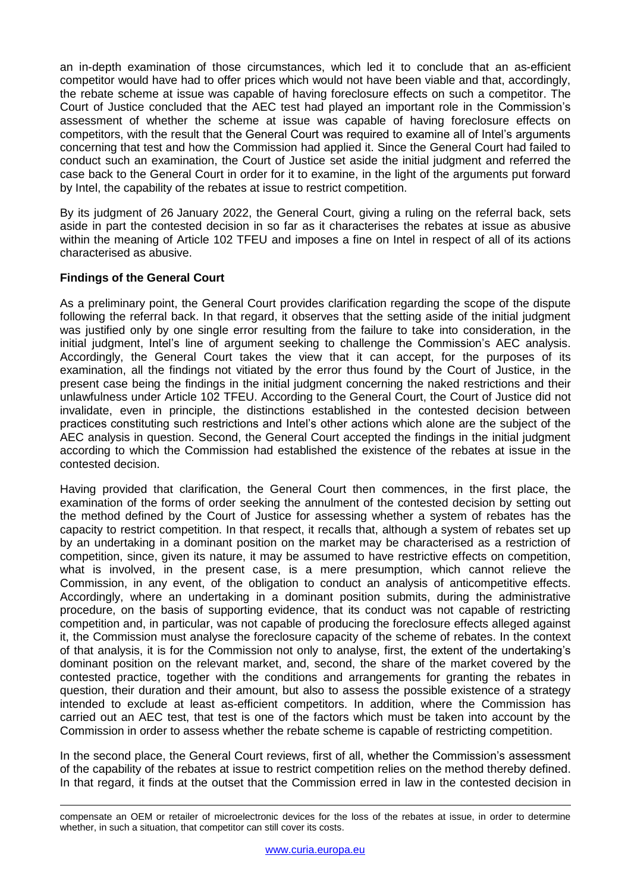an in-depth examination of those circumstances, which led it to conclude that an as-efficient competitor would have had to offer prices which would not have been viable and that, accordingly, the rebate scheme at issue was capable of having foreclosure effects on such a competitor. The Court of Justice concluded that the AEC test had played an important role in the Commission's assessment of whether the scheme at issue was capable of having foreclosure effects on competitors, with the result that the General Court was required to examine all of Intel's arguments concerning that test and how the Commission had applied it. Since the General Court had failed to conduct such an examination, the Court of Justice set aside the initial judgment and referred the case back to the General Court in order for it to examine, in the light of the arguments put forward by Intel, the capability of the rebates at issue to restrict competition.

By its judgment of 26 January 2022, the General Court, giving a ruling on the referral back, sets aside in part the contested decision in so far as it characterises the rebates at issue as abusive within the meaning of Article 102 TFEU and imposes a fine on Intel in respect of all of its actions characterised as abusive.

**Findings of the General Court**

As a preliminary point, the General Court provides clarification regarding the scope of the dispute following the referral back. In that regard, it observes that the setting aside of the initial judgment was justified only by one single error resulting from the failure to take into consideration, in the initial judgment, Intel's line of argument seeking to challenge the Commission's AEC analysis. Accordingly, the General Court takes the view that it can accept, for the purposes of its examination, all the findings not vitiated by the error thus found by the Court of Justice, in the present case being the findings in the initial judgment concerning the naked restrictions and their unlawfulness under Article 102 TFEU. According to the General Court, the Court of Justice did not invalidate, even in principle, the distinctions established in the contested decision between practices constituting such restrictions and Intel's other actions which alone are the subject of the AEC analysis in question. Second, the General Court accepted the findings in the initial judgment according to which the Commission had established the existence of the rebates at issue in the contested decision.

Having provided that clarification, the General Court then commences, in the first place, the examination of the forms of order seeking the annulment of the contested decision by setting out the method defined by the Court of Justice for assessing whether a system of rebates has the capacity to restrict competition. In that respect, it recalls that, although a system of rebates set up by an undertaking in a dominant position on the market may be characterised as a restriction of competition, since, given its nature, it may be assumed to have restrictive effects on competition, what is involved, in the present case, is a mere presumption, which cannot relieve the Commission, in any event, of the obligation to conduct an analysis of anticompetitive effects. Accordingly, where an undertaking in a dominant position submits, during the administrative procedure, on the basis of supporting evidence, that its conduct was not capable of restricting competition and, in particular, was not capable of producing the foreclosure effects alleged against it, the Commission must analyse the foreclosure capacity of the scheme of rebates. In the context of that analysis, it is for the Commission not only to analyse, first, the extent of the undertaking's dominant position on the relevant market, and, second, the share of the market covered by the contested practice, together with the conditions and arrangements for granting the rebates in question, their duration and their amount, but also to assess the possible existence of a strategy intended to exclude at least as-efficient competitors. In addition, where the Commission has carried out an AEC test, that test is one of the factors which must be taken into account by the Commission in order to assess whether the rebate scheme is capable of restricting competition.

In the second place, the General Court reviews, first of all, whether the Commission's assessment of the capability of the rebates at issue to restrict competition relies on the method thereby defined. In that regard, it finds at the outset that the Commission erred in law in the contested decision in

compensate an OEM or retailer of microelectronic devices for the loss of the rebates at issue, in order to determine whether, in such a situation, that competitor can still cover its costs.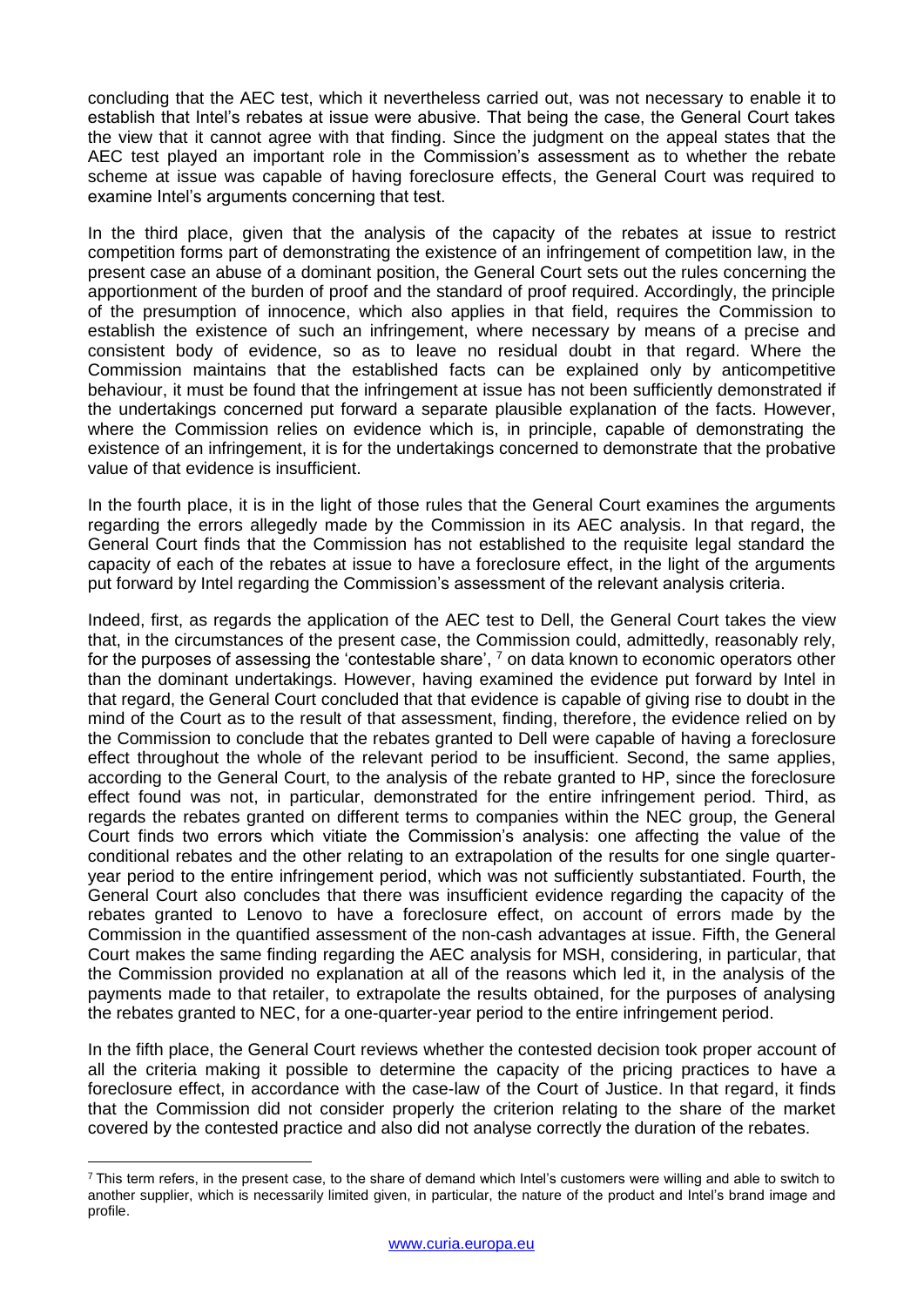concluding that the AEC test, which it nevertheless carried out, was not necessary to enable it to establish that Intel's rebates at issue were abusive. That being the case, the General Court takes the view that it cannot agree with that finding. Since the judgment on the appeal states that the AEC test played an important role in the Commission's assessment as to whether the rebate scheme at issue was capable of having foreclosure effects, the General Court was required to examine Intel's arguments concerning that test.

In the third place, given that the analysis of the capacity of the rebates at issue to restrict competition forms part of demonstrating the existence of an infringement of competition law, in the present case an abuse of a dominant position, the General Court sets out the rules concerning the apportionment of the burden of proof and the standard of proof required. Accordingly, the principle of the presumption of innocence, which also applies in that field, requires the Commission to establish the existence of such an infringement, where necessary by means of a precise and consistent body of evidence, so as to leave no residual doubt in that regard. Where the Commission maintains that the established facts can be explained only by anticompetitive behaviour, it must be found that the infringement at issue has not been sufficiently demonstrated if the undertakings concerned put forward a separate plausible explanation of the facts. However, where the Commission relies on evidence which is, in principle, capable of demonstrating the existence of an infringement, it is for the undertakings concerned to demonstrate that the probative value of that evidence is insufficient.

In the fourth place, it is in the light of those rules that the General Court examines the arguments regarding the errors allegedly made by the Commission in its AEC analysis. In that regard, the General Court finds that the Commission has not established to the requisite legal standard the capacity of each of the rebates at issue to have a foreclosure effect, in the light of the arguments put forward by Intel regarding the Commission's assessment of the relevant analysis criteria.

Indeed, first, as regards the application of the AEC test to Dell, the General Court takes the view that, in the circumstances of the present case, the Commission could, admittedly, reasonably rely, for the purposes of assessing the 'contestable share', [7] on data known to economic operators other than the dominant undertakings. However, having examined the evidence put forward by Intel in that regard, the General Court concluded that that evidence is capable of giving rise to doubt in the mind of the Court as to the result of that assessment, finding, therefore, the evidence relied on by the Commission to conclude that the rebates granted to Dell were capable of having a foreclosure effect throughout the whole of the relevant period to be insufficient. Second, the same applies, according to the General Court, to the analysis of the rebate granted to HP, since the foreclosure effect found was not, in particular, demonstrated for the entire infringement period. Third, as regards the rebates granted on different terms to companies within the NEC group, the General Court finds two errors which vitiate the Commission's analysis: one affecting the value of the conditional rebates and the other relating to an extrapolation of the results for one single quarter-year period to the entire infringement period, which was not sufficiently substantiated. Fourth, the General Court also concludes that there was insufficient evidence regarding the capacity of the rebates granted to Lenovo to have a foreclosure effect, on account of errors made by the Commission in the quantified assessment of the non-cash advantages at issue. Fifth, the General Court makes the same finding regarding the AEC analysis for MSH, considering, in particular, that the Commission provided no explanation at all of the reasons which led it, in the analysis of the payments made to that retailer, to extrapolate the results obtained, for the purposes of analysing the rebates granted to NEC, for a one-quarter-year period to the entire infringement period.

In the fifth place, the General Court reviews whether the contested decision took proper account of all the criteria making it possible to determine the capacity of the pricing practices to have a foreclosure effect, in accordance with the case-law of the Court of Justice. In that regard, it finds that the Commission did not consider properly the criterion relating to the share of the market covered by the contested practice and also did not analyse correctly the duration of the rebates.

[7] This term refers, in the present case, to the share of demand which Intel's customers were willing and able to switch to another supplier, which is necessarily limited given, in particular, the nature of the product and Intel's brand image and profile.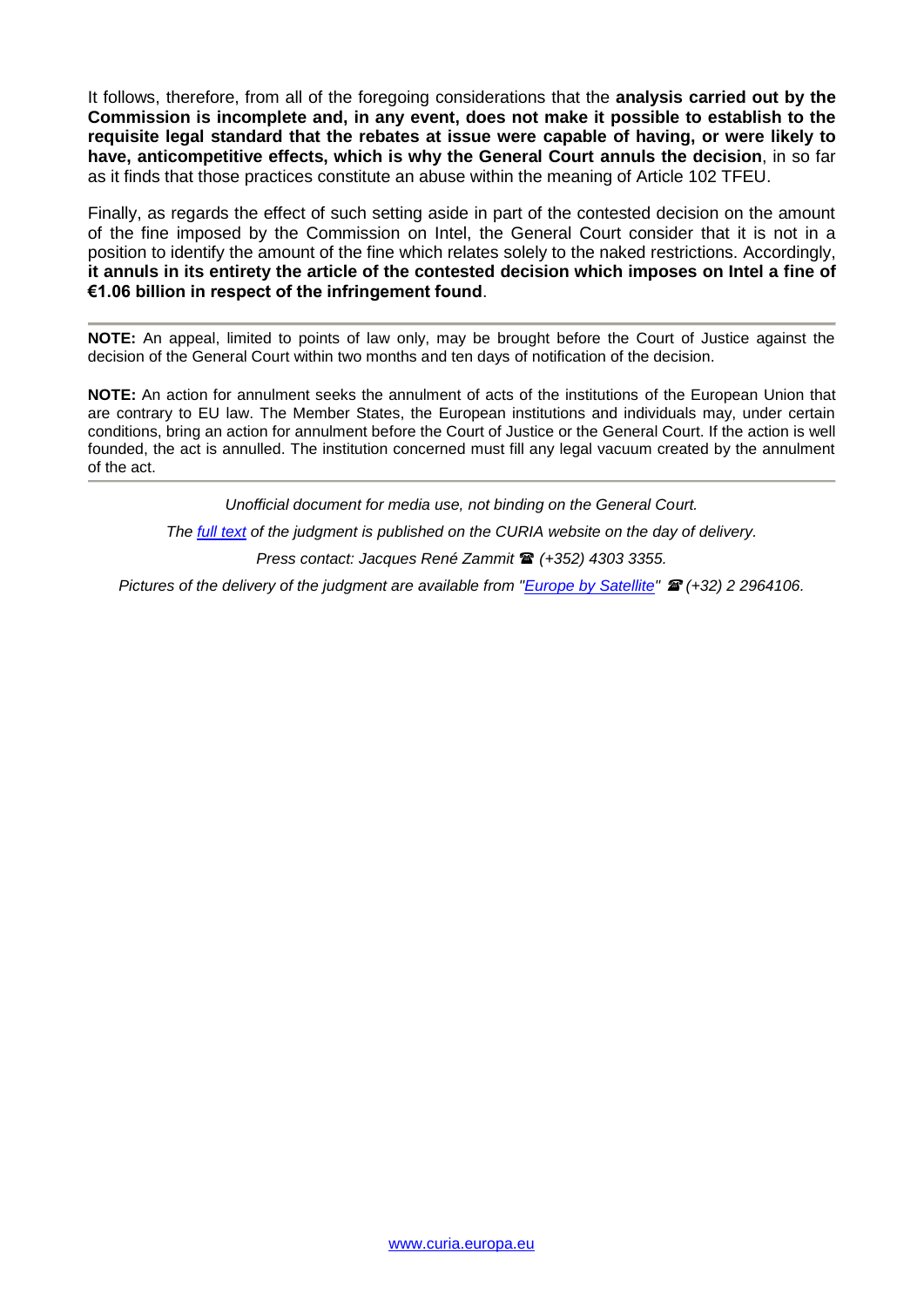It follows, therefore, from all of the foregoing considerations that the **analysis carried out by the Commission is incomplete and, in any event, does not make it possible to establish to the requisite legal standard that the rebates at issue were capable of having, or were likely to have, anticompetitive effects, which is why the General Court annuls the decision**, in so far as it finds that those practices constitute an abuse within the meaning of Article 102 TFEU.

Finally, as regards the effect of such setting aside in part of the contested decision on the amount of the fine imposed by the Commission on Intel, the General Court consider that it is not in a position to identify the amount of the fine which relates solely to the naked restrictions. Accordingly, **it annuls in its entirety the article of the contested decision which imposes on Intel a fine of €1.06 billion in respect of the infringement found**.

---

**NOTE:** An appeal, limited to points of law only, may be brought before the Court of Justice against the decision of the General Court within two months and ten days of notification of the decision.

**NOTE:** An action for annulment seeks the annulment of acts of the institutions of the European Union that are contrary to EU law. The Member States, the European institutions and individuals may, under certain conditions, bring an action for annulment before the Court of Justice or the General Court. If the action is well founded, the act is annulled. The institution concerned must fill any legal vacuum created by the annulment of the act.

---

*Unofficial document for media use, not binding on the General Court.*

*The full text of the judgment is published on the CURIA website on the day of delivery.*

*Press contact: Jacques René Zammit ☎ (+352) 4303 3355.*

*Pictures of the delivery of the judgment are available from "Europe by Satellite" ☎ (+32) 2 2964106.*